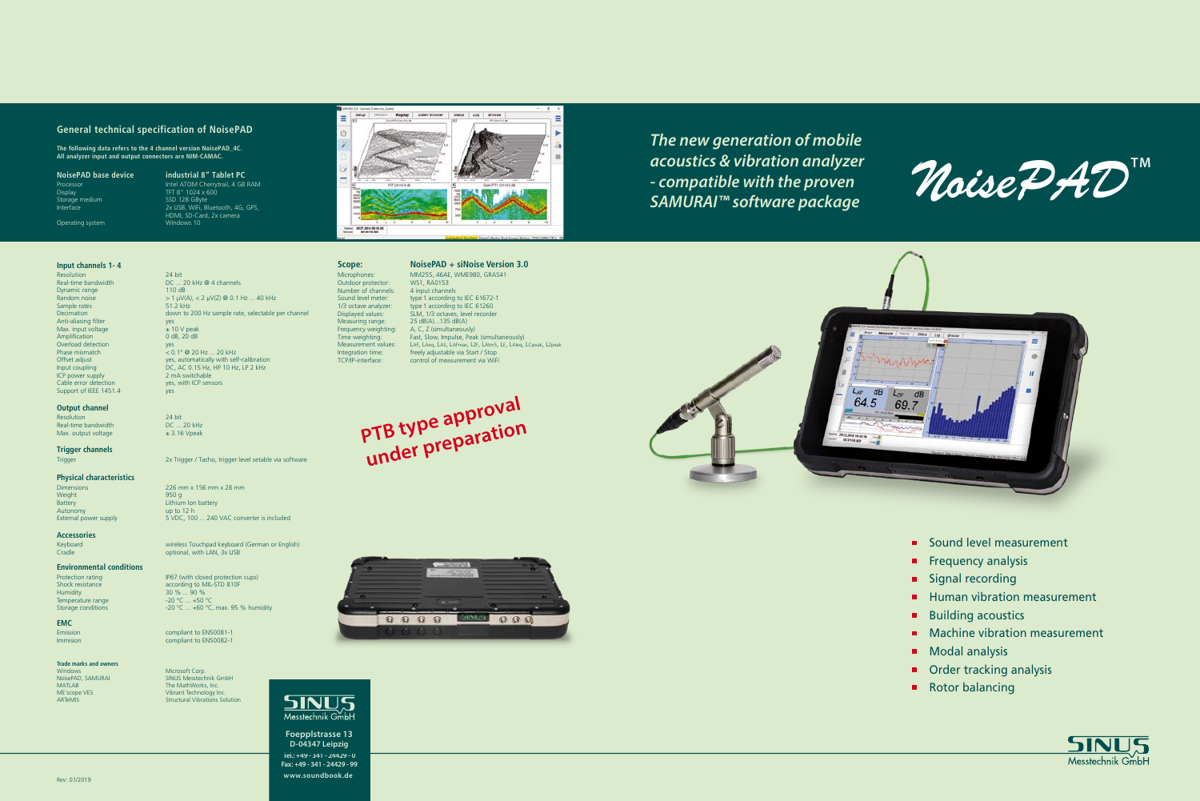# NoisePAD™

*The new generation of mobile acoustics & vibration analyzer - compatible with the proven SAMURAI™ software package*

- Sound level measurement
- Frequency analysis
- Signal recording
- Human vibration measurement
- Building acoustics
- Machine vibration measurement
- Modal analysis
- Order tracking analysis
- Rotor balancing

## General technical specification of NoisePAD

**The following data refers to the 4 channel version NoisePAD_4C. All analyzer input and output connectors are NIM-CAMAC.**

| NoisePAD base device | industrial 8" Tablet PC |
|---|---|
| Processor | Intel ATOM Cherrytrail, 4 GB RAM |
| Display | TFT 8" 1024 x 600 |
| Storage medium | SSD 128 GByte |
| Interface | 2x USB, WiFi, Bluetooth, 4G, GPS, HDMI, SD-Card, 2x camera |
| Operating system | Windows 10 |

### Input channels 1- 4

| | |
|---|---|
| Resolution | 24 bit |
| Real-time bandwidth | DC ... 20 kHz @ 4 channels |
| Dynamic range | 110 dB |
| Random noise | > 1 µV(A), < 2 µV(Z) @ 0.1 Hz ... 40 kHz |
| Sample rates | 51.2 kHz |
| Decimation | down to 200 Hz sample rate, selectable per channel |
| Anti-aliasing filter | yes |
| Max. input voltage | ± 10 V peak |
| Amplification | 0 dB, 20 dB |
| Overload detection | yes |
| Phase mismatch | < 0.1° @ 20 Hz ... 20 kHz |
| Offset adjust | yes, automatically with self-calibration |
| Input coupling | DC, AC 0.15 Hz, HP 10 Hz, LP 2 kHz |
| ICP power supply | 2 mA switchable |
| Cable error detection | yes, with ICP sensors |
| Support of IEEE 1451.4 | yes |

### Output channel

| | |
|---|---|
| Resolution | 24 bit |
| Real-time bandwidth | DC ... 20 kHz |
| Max. output voltage | ± 3.16 Vpeak |

### Trigger channels

| | |
|---|---|
| Trigger | 2x Trigger / Tacho, trigger level setable via software |

### Physical characteristics

| | |
|---|---|
| Dimensions | 226 mm x 156 mm x 28 mm |
| Weight | 950 g |
| Battery | Lithium Ion battery |
| Autonomy | up to 12 h |
| External power supply | 5 VDC, 100 ... 240 VAC converter is included |

### Accessories

| | |
|---|---|
| Keyboard | wireless Touchpad keyboard (German or English) |
| Cradle | optional, with LAN, 3x USB |

### Environmental conditions

| | |
|---|---|
| Protection rating | IP67 (with closed protection cups) |
| Shock resistance | according to MIL-STD 810F |
| Humidity | 30 % ... 90 % |
| Temperature range | -20 °C ... +50 °C |
| Storage conditions | -20 °C ... +60 °C, max. 95 % humidity |

### EMC

| | |
|---|---|
| Emission | compliant to EN50081-1 |
| Immision | compliant to EN50082-1 |

#### Trade marks and owners

| | |
|---|---|
| Windows | Microsoft Corp. |
| NoisePAD, SAMURAI | SINUS Messtechnik GmbH |
| MATLAB | The MathWorks, Inc. |
| ME'scope VES | Vibrant Technology Inc. |
| ARTeMIS | Structural Vibrations Solution |

### Scope: NoisePAD + siNoise Version 3.0

| | |
|---|---|
| Microphones: | MM255, 46AE, WME980, GRAS41 |
| Outdoor protector: | WS1, RA0153 |
| Number of channels: | 4 input channels |
| Sound level meter: | type 1 according to IEC 61672-1 |
| 1/3 octave analyzer: | type 1 according to IEC 61260 |
| Displayed values: | SLM, 1/3 octaves, level recorder |
| Measuring range: | 25 dB(A)...135 dB(A) |
| Frequency weighting: | A, C, Z (simultaneously) |
| Time weighting: | Fast, Slow, Impulse, Peak (simultaneously) |
| Measurement values: | LAF, LAeq, LAS, LAFmax, L2F, LAIm5, LE, LAleq, LCpeak, L2peak |
| Integration time: | freely adjustable via Start / Stop |
| TCP/IP-interface: | control of measurement via WiFi |

**PTB type approval under preparation**

SINUS Messtechnik GmbH
Foepplstrasse 13
D-04347 Leipzig
Tel.: +49 - 341 - 24429 - 0
Fax: +49 - 341 - 24429 - 99
www.soundbook.de

Rev: 01/2019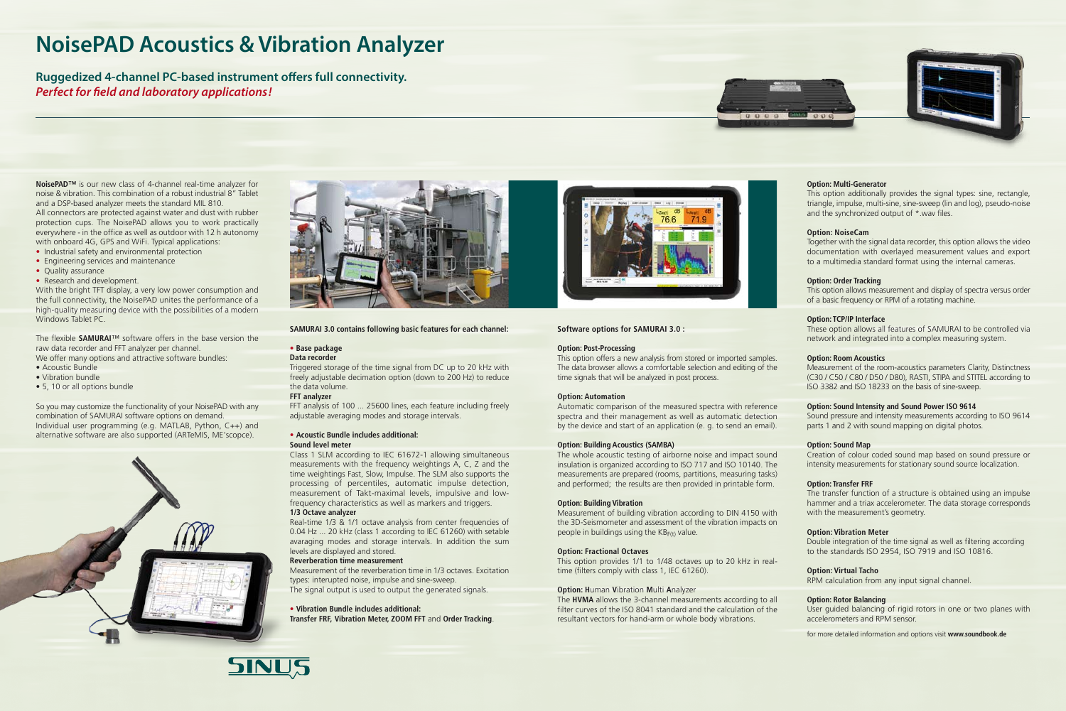# NoisePAD Acoustics & Vibration Analyzer

**Ruggedized 4-channel PC-based instrument offers full connectivity.**
***Perfect for field and laboratory applications!***

**NoisePAD™** is our new class of 4-channel real-time analyzer for noise & vibration. This combination of a robust industrial 8" Tablet and a DSP-based analyzer meets the standard MIL 810.
All connectors are protected against water and dust with rubber protection cups. The NoisePAD allows you to work practically everywhere - in the office as well as outdoor with 12 h autonomy with onboard 4G, GPS and WiFi. Typical applications:

- Industrial safety and environmental protection
- Engineering services and maintenance
- Quality assurance
- Research and development.

With the bright TFT display, a very low power consumption and the full connectivity, the NoisePAD unites the performance of a high-quality measuring device with the possibilities of a modern Windows Tablet PC.

The flexible **SAMURAI**™ software offers in the base version the raw data recorder and FFT analyzer per channel.
We offer many options and attractive software bundles:

- Acoustic Bundle
- Vibration bundle
- 5, 10 or all options bundle

So you may customize the functionality of your NoisePAD with any combination of SAMURAI software options on demand.
Individual user programming (e.g. MATLAB, Python, C++) and alternative software are also supported (ARTeMIS, ME'scope).

**SAMURAI 3.0 contains following basic features for each channel:**

**• Base package**

**Data recorder**
Triggered storage of the time signal from DC up to 20 kHz with freely adjustable decimation option (down to 200 Hz) to reduce the data volume.

**FFT analyzer**
FFT analysis of 100 ... 25600 lines, each feature including freely adjustable averaging modes and storage intervals.

**• Acoustic Bundle includes additional:**

**Sound level meter**
Class 1 SLM according to IEC 61672-1 allowing simultaneous measurements with the frequency weightings A, C, Z and the time weightings Fast, Slow, Impulse. The SLM also supports the processing of percentiles, automatic impulse detection, measurement of Takt-maximal levels, impulsive and low-frequency characteristics as well as markers and triggers.

**1/3 Octave analyzer**
Real-time 1/3 & 1/1 octave analysis from center frequencies of 0.04 Hz ... 20 kHz (class 1 according to IEC 61260) with setable avaraging modes and storage intervals. In addition the sum levels are displayed and stored.

**Reverberation time measurement**
Measurement of the reverberation time in 1/3 octaves. Excitation types: interrupted noise, impulse and sine-sweep.
The signal output is used to output the generated signals.

**• Vibration Bundle includes additional:**
**Transfer FRF, Vibration Meter, ZOOM FFT** and **Order Tracking**.

**Software options for SAMURAI 3.0 :**

**Option: Post-Processing**
This option offers a new analysis from stored or imported samples. The data browser allows a comfortable selection and editing of the time signals that will be analyzed in post process.

**Option: Automation**
Automatic comparison of the measured spectra with reference spectra and their management as well as automatic detection by the device and start of an application (e. g. to send an email).

**Option: Building Acoustics (SAMBA)**
The whole acoustic testing of airborne noise and impact sound insulation is organized according to ISO 717 and ISO 10140. The measurements are prepared (rooms, partitions, measuring tasks) and performed; the results are then provided in printable form.

**Option: Building Vibration**
Measurement of building vibration according to DIN 4150 with the 3D-Seismometer and assessment of the vibration impacts on people in buildings using the $KB_{F(t)}$ value.

**Option: Fractional Octaves**
This option provides 1/1 to 1/48 octaves up to 20 kHz in real-time (filters comply with class 1, IEC 61260).

**Option: H**uman **V**ibration **M**ulti **A**nalyzer
The **HVMA** allows the 3-channel measurements according to all filter curves of the ISO 8041 standard and the calculation of the resultant vectors for hand-arm or whole body vibrations.

**Option: Multi-Generator**
This option additionally provides the signal types: sine, rectangle, triangle, impulse, multi-sine, sine-sweep (lin and log), pseudo-noise and the synchronized output of *.wav files.

**Option: NoiseCam**
Together with the signal data recorder, this option allows the video documentation with overlayed measurement values and export to a multimedia standard format using the internal cameras.

**Option: Order Tracking**
This option allows measurement and display of spectra versus order of a basic frequency or RPM of a rotating machine.

**Option: TCP/IP Interface**
These option allows all features of SAMURAI to be controlled via network and integrated into a complex measuring system.

**Option: Room Acoustics**
Measurement of the room-acoustics parameters Clarity, Distinctness (C30 / C50 / C80 / D50 / D80), RASTI, STIPA and STITEL according to ISO 3382 and ISO 18233 on the basis of sine-sweep.

**Option: Sound Intensity and Sound Power ISO 9614**
Sound pressure and intensity measurements according to ISO 9614 parts 1 and 2 with sound mapping on digital photos.

**Option: Sound Map**
Creation of colour coded sound map based on sound pressure or intensity measurements for stationary sound source localization.

**Option: Transfer FRF**
The transfer function of a structure is obtained using an impulse hammer and a triax accelerometer. The data storage corresponds with the measurement's geometry.

**Option: Vibration Meter**
Double integration of the time signal as well as filtering according to the standards ISO 2954, ISO 7919 and ISO 10816.

**Option: Virtual Tacho**
RPM calculation from any input signal channel.

**Option: Rotor Balancing**
User guided balancing of rigid rotors in one or two planes with accelerometers and RPM sensor.

for more detailed information and options visit **www.soundbook.de**

SINUS